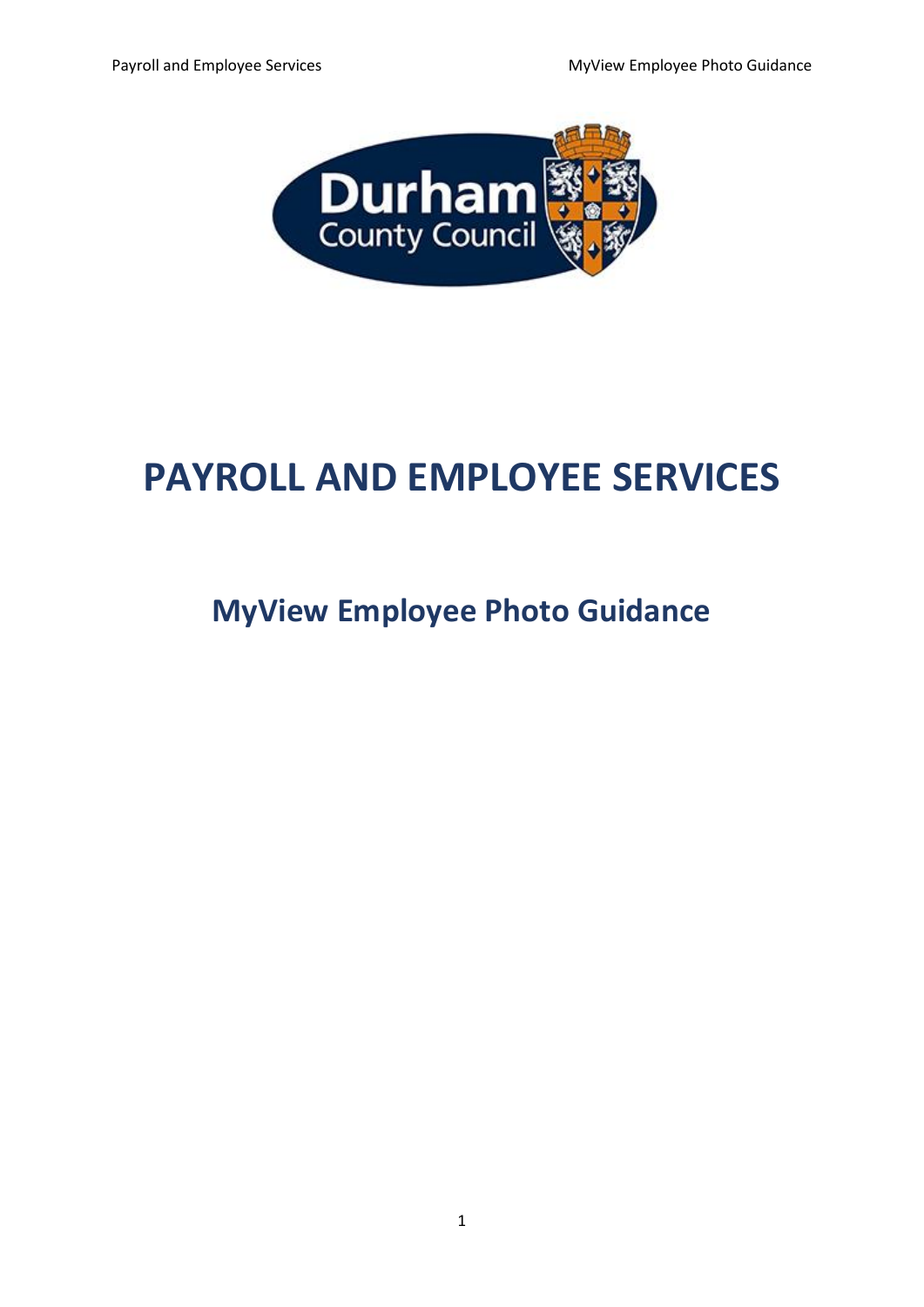# PAYROLL AND EMPLOYEE SERVICES

## MyView Employee Photo Guidance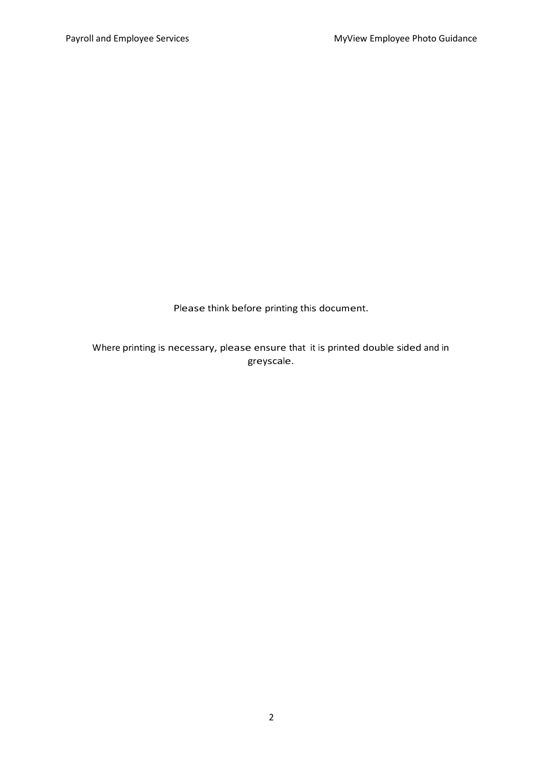Please think before printing this document.

Where printing is necessary, please ensure that it is printed double sided and in greyscale.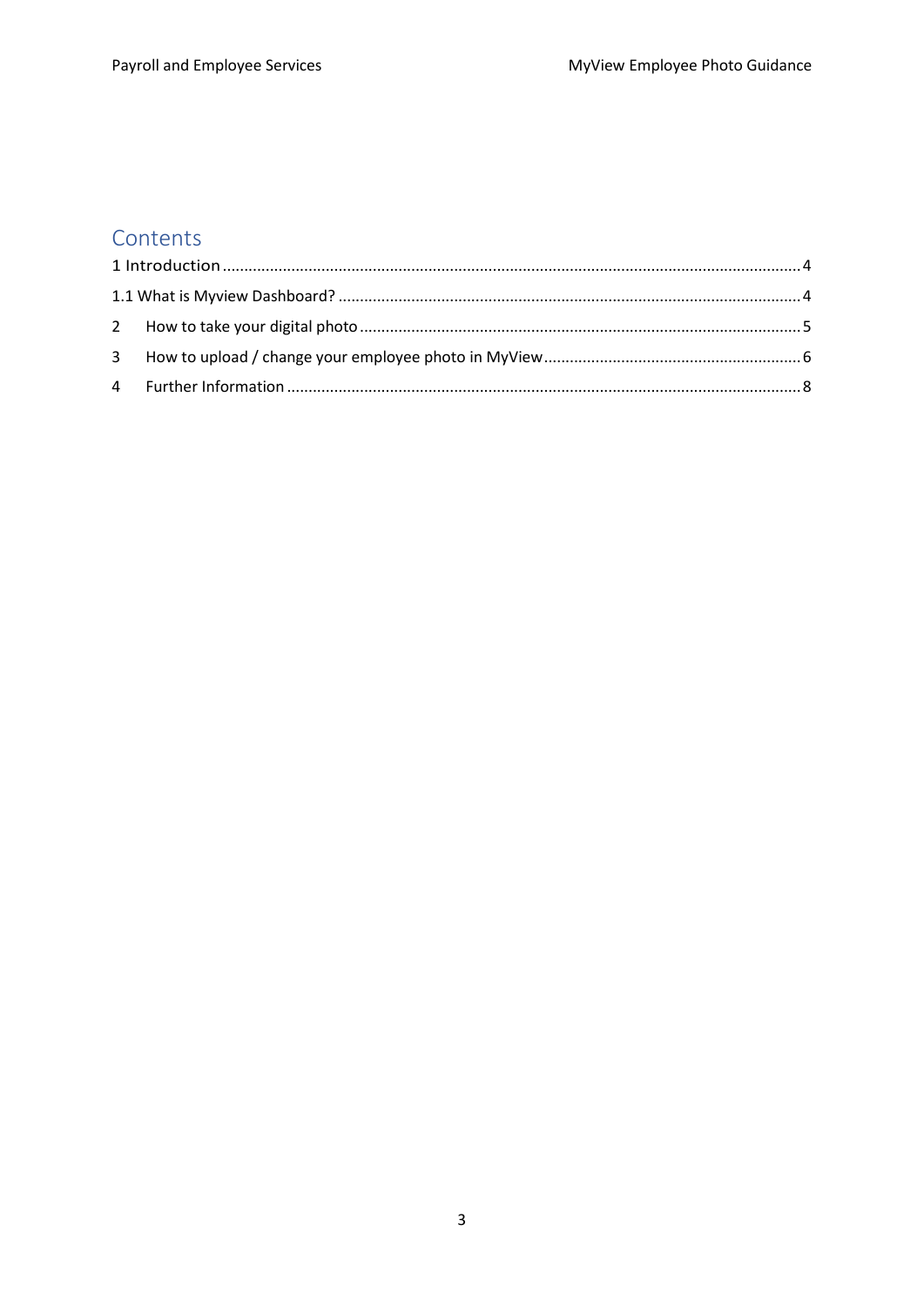# Contents

1 Introduction ..... 4

1.1 What is Myview Dashboard? ..... 4

2 How to take your digital photo ..... 5

3 How to upload / change your employee photo in MyView ..... 6

4 Further Information ..... 8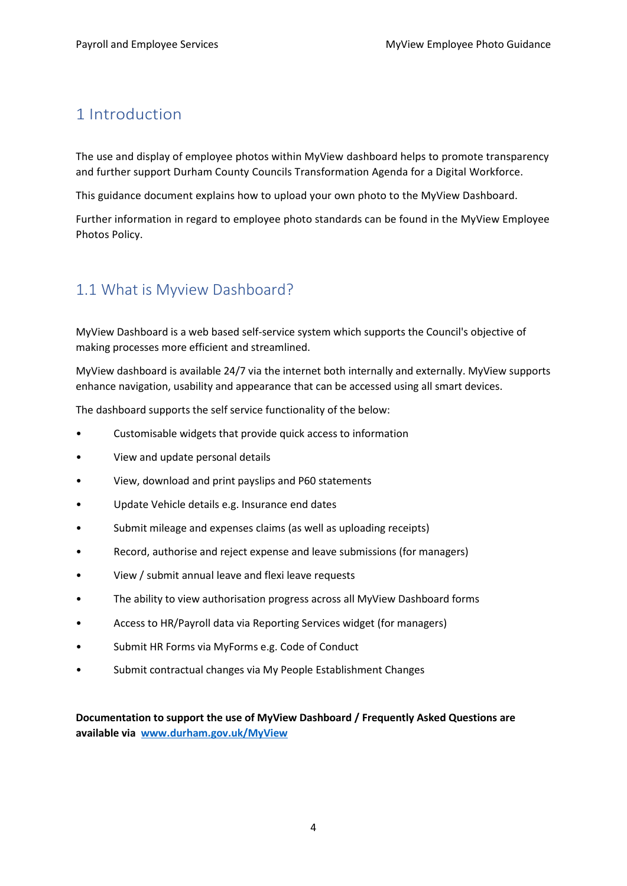# 1 Introduction

The use and display of employee photos within MyView dashboard helps to promote transparency and further support Durham County Councils Transformation Agenda for a Digital Workforce.

This guidance document explains how to upload your own photo to the MyView Dashboard.

Further information in regard to employee photo standards can be found in the MyView Employee Photos Policy.

## 1.1 What is Myview Dashboard?

MyView Dashboard is a web based self-service system which supports the Council's objective of making processes more efficient and streamlined.

MyView dashboard is available 24/7 via the internet both internally and externally. MyView supports enhance navigation, usability and appearance that can be accessed using all smart devices.

The dashboard supports the self service functionality of the below:

- Customisable widgets that provide quick access to information
- View and update personal details
- View, download and print payslips and P60 statements
- Update Vehicle details e.g. Insurance end dates
- Submit mileage and expenses claims (as well as uploading receipts)
- Record, authorise and reject expense and leave submissions (for managers)
- View / submit annual leave and flexi leave requests
- The ability to view authorisation progress across all MyView Dashboard forms
- Access to HR/Payroll data via Reporting Services widget (for managers)
- Submit HR Forms via MyForms e.g. Code of Conduct
- Submit contractual changes via My People Establishment Changes

**Documentation to support the use of MyView Dashboard / Frequently Asked Questions are available via [www.durham.gov.uk/MyView](www.durham.gov.uk/MyView)**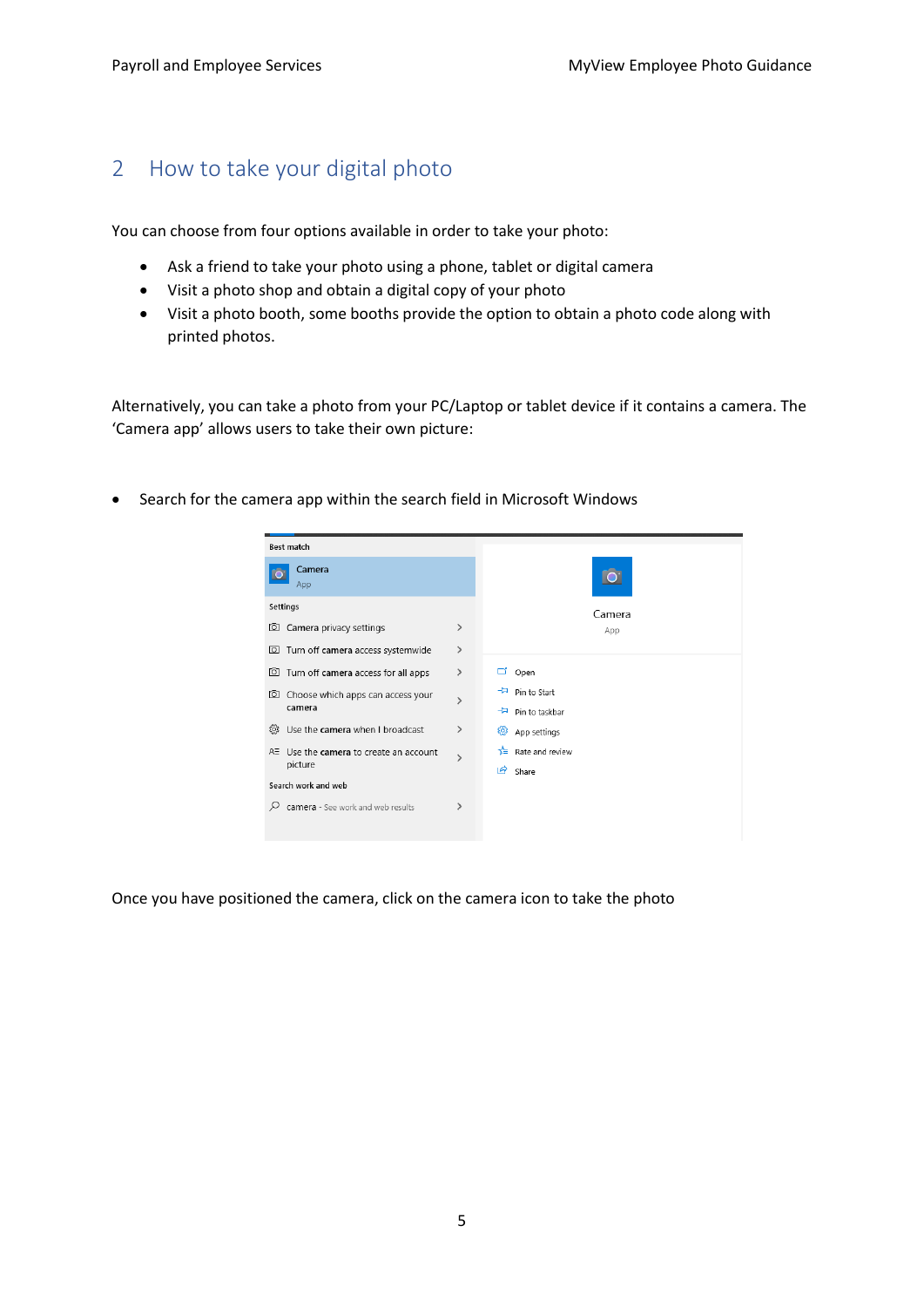## 2 How to take your digital photo

You can choose from four options available in order to take your photo:

- Ask a friend to take your photo using a phone, tablet or digital camera
- Visit a photo shop and obtain a digital copy of your photo
- Visit a photo booth, some booths provide the option to obtain a photo code along with printed photos.

Alternatively, you can take a photo from your PC/Laptop or tablet device if it contains a camera. The 'Camera app' allows users to take their own picture:

- Search for the camera app within the search field in Microsoft Windows

Once you have positioned the camera, click on the camera icon to take the photo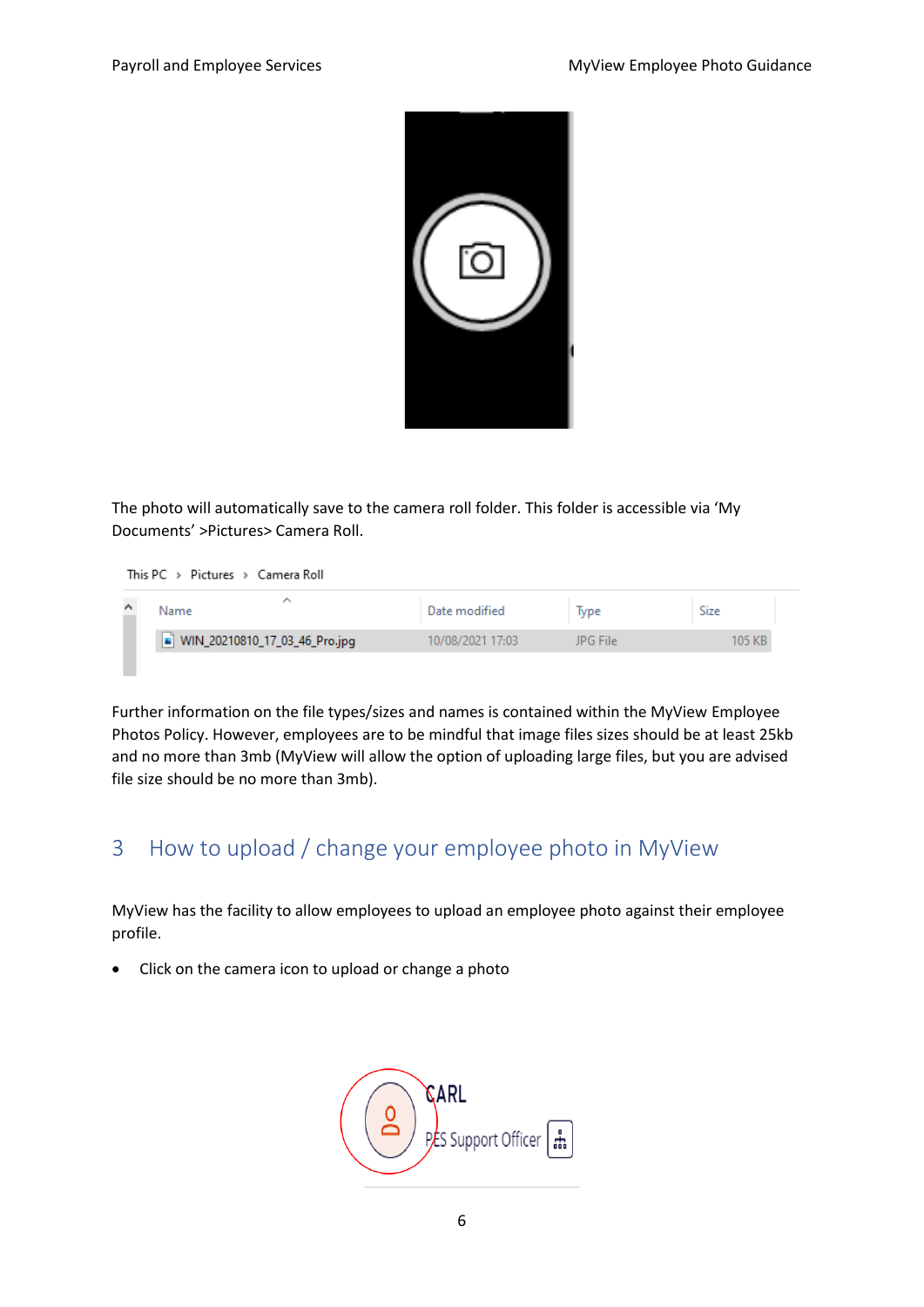The photo will automatically save to the camera roll folder. This folder is accessible via 'My Documents' >Pictures> Camera Roll.

This PC > Pictures > Camera Roll

| Name | Date modified | Type | Size |
|---|---|---|---|
| WIN_20210810_17_03_46_Pro.jpg | 10/08/2021 17:03 | JPG File | 105 KB |

Further information on the file types/sizes and names is contained within the MyView Employee Photos Policy. However, employees are to be mindful that image files sizes should be at least 25kb and no more than 3mb (MyView will allow the option of uploading large files, but you are advised file size should be no more than 3mb).

## 3 How to upload / change your employee photo in MyView

MyView has the facility to allow employees to upload an employee photo against their employee profile.

- Click on the camera icon to upload or change a photo

CARL

PES Support Officer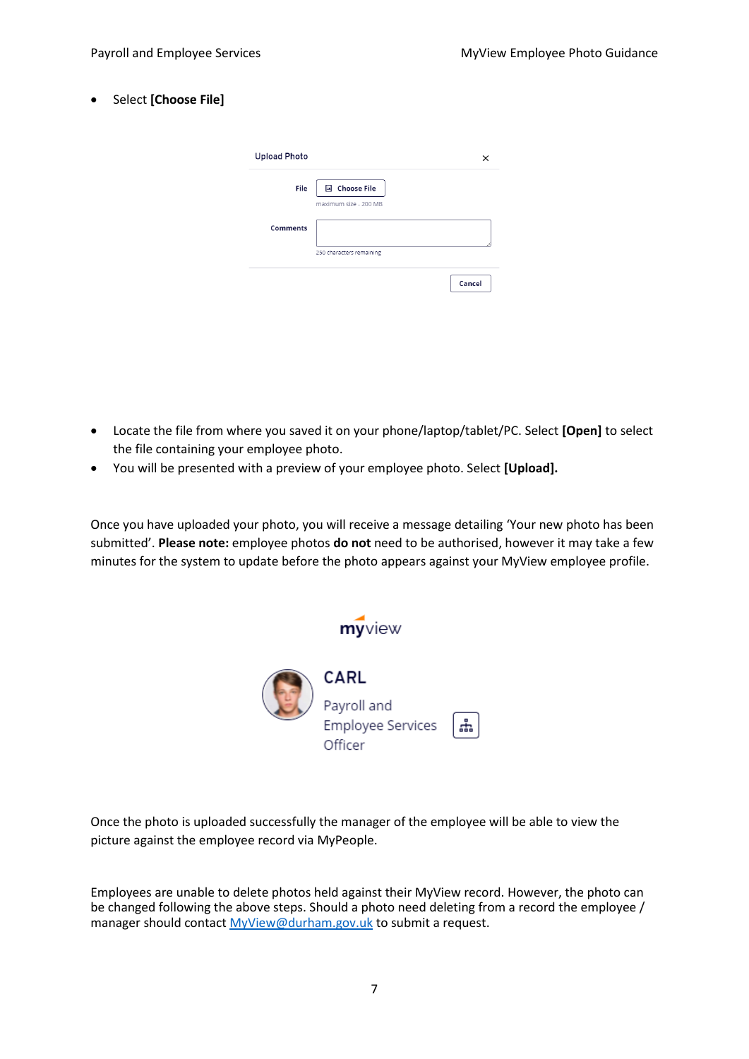- Select **[Choose File]**

- Locate the file from where you saved it on your phone/laptop/tablet/PC. Select **[Open]** to select the file containing your employee photo.
- You will be presented with a preview of your employee photo. Select **[Upload].**

Once you have uploaded your photo, you will receive a message detailing 'Your new photo has been submitted'. **Please note:** employee photos **do not** need to be authorised, however it may take a few minutes for the system to update before the photo appears against your MyView employee profile.

Once the photo is uploaded successfully the manager of the employee will be able to view the picture against the employee record via MyPeople.

Employees are unable to delete photos held against their MyView record. However, the photo can be changed following the above steps. Should a photo need deleting from a record the employee / manager should contact MyView@durham.gov.uk to submit a request.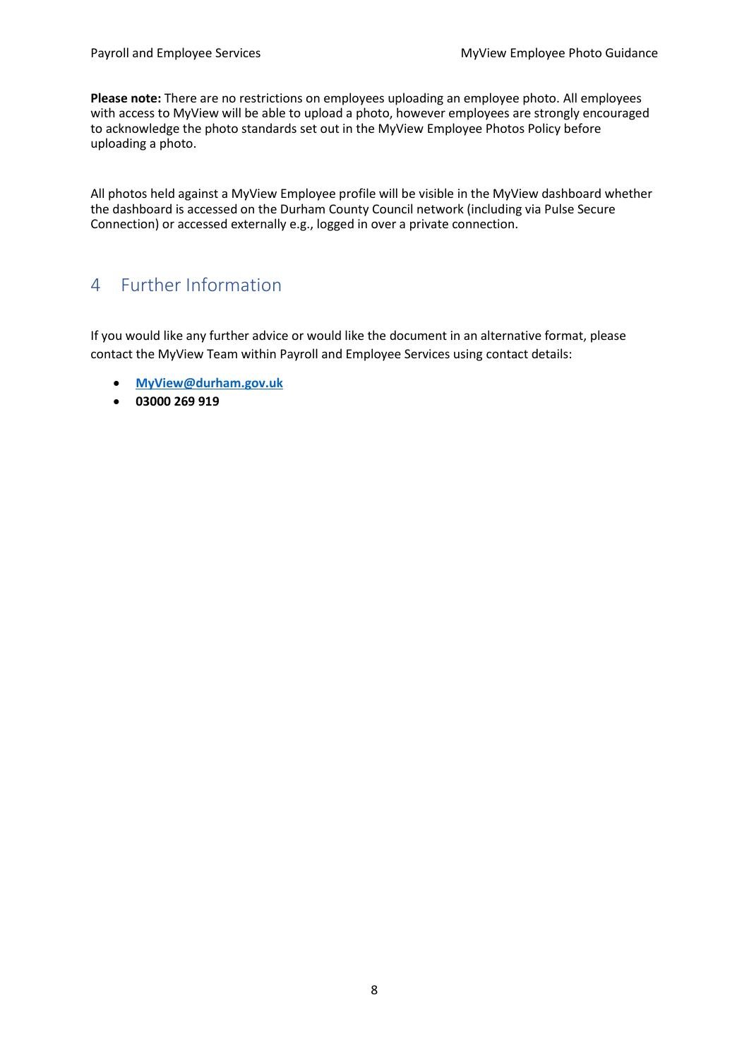**Please note:** There are no restrictions on employees uploading an employee photo. All employees with access to MyView will be able to upload a photo, however employees are strongly encouraged to acknowledge the photo standards set out in the MyView Employee Photos Policy before uploading a photo.

All photos held against a MyView Employee profile will be visible in the MyView dashboard whether the dashboard is accessed on the Durham County Council network (including via Pulse Secure Connection) or accessed externally e.g., logged in over a private connection.

# 4 Further Information

If you would like any further advice or would like the document in an alternative format, please contact the MyView Team within Payroll and Employee Services using contact details:

- **MyView@durham.gov.uk**
- **03000 269 919**